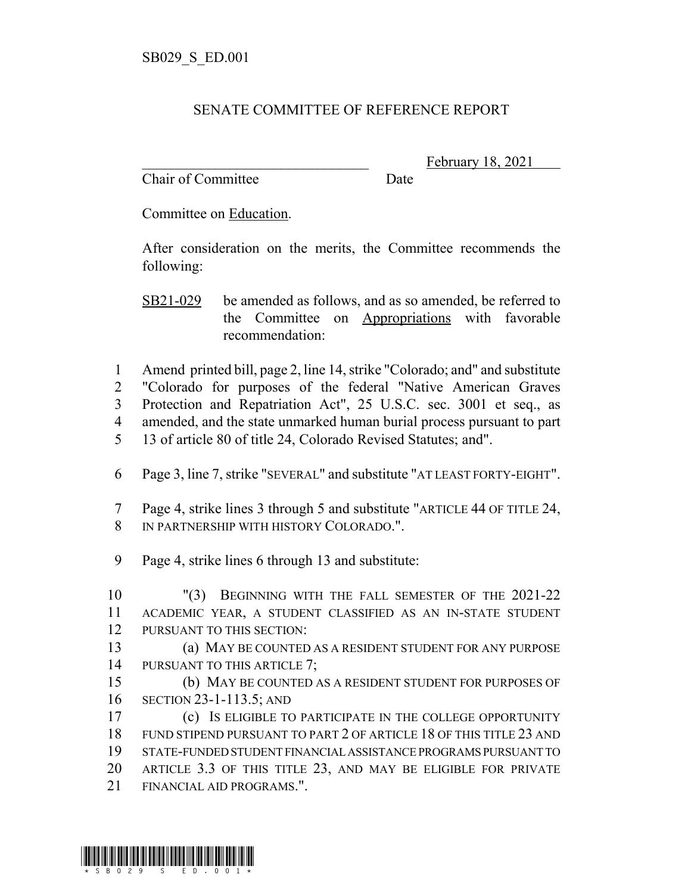SB029_S_ED.001

# SENATE COMMITTEE OF REFERENCE REPORT

_______________________________ February 18, 2021

Chair of Committee Date

Committee on Education.

After consideration on the merits, the Committee recommends the following:

SB21-029 be amended as follows, and as so amended, be referred to the Committee on Appropriations with favorable recommendation:

1 Amend printed bill, page 2, line 14, strike "Colorado; and" and substitute
2 "Colorado for purposes of the federal "Native American Graves
3 Protection and Repatriation Act", 25 U.S.C. sec. 3001 et seq., as
4 amended, and the state unmarked human burial process pursuant to part
5 13 of article 80 of title 24, Colorado Revised Statutes; and".

6 Page 3, line 7, strike "SEVERAL" and substitute "AT LEAST FORTY-EIGHT".

7 Page 4, strike lines 3 through 5 and substitute "ARTICLE 44 OF TITLE 24,
8 IN PARTNERSHIP WITH HISTORY COLORADO.".

9 Page 4, strike lines 6 through 13 and substitute:

10 "(3) BEGINNING WITH THE FALL SEMESTER OF THE 2021-22
11 ACADEMIC YEAR, A STUDENT CLASSIFIED AS AN IN-STATE STUDENT
12 PURSUANT TO THIS SECTION:
13 (a) MAY BE COUNTED AS A RESIDENT STUDENT FOR ANY PURPOSE
14 PURSUANT TO THIS ARTICLE 7;
15 (b) MAY BE COUNTED AS A RESIDENT STUDENT FOR PURPOSES OF
16 SECTION 23-1-113.5; AND
17 (c) IS ELIGIBLE TO PARTICIPATE IN THE COLLEGE OPPORTUNITY
18 FUND STIPEND PURSUANT TO PART 2 OF ARTICLE 18 OF THIS TITLE 23 AND
19 STATE-FUNDED STUDENT FINANCIAL ASSISTANCE PROGRAMS PURSUANT TO
20 ARTICLE 3.3 OF THIS TITLE 23, AND MAY BE ELIGIBLE FOR PRIVATE
21 FINANCIAL AID PROGRAMS.".

*SB029_S_ED.001*